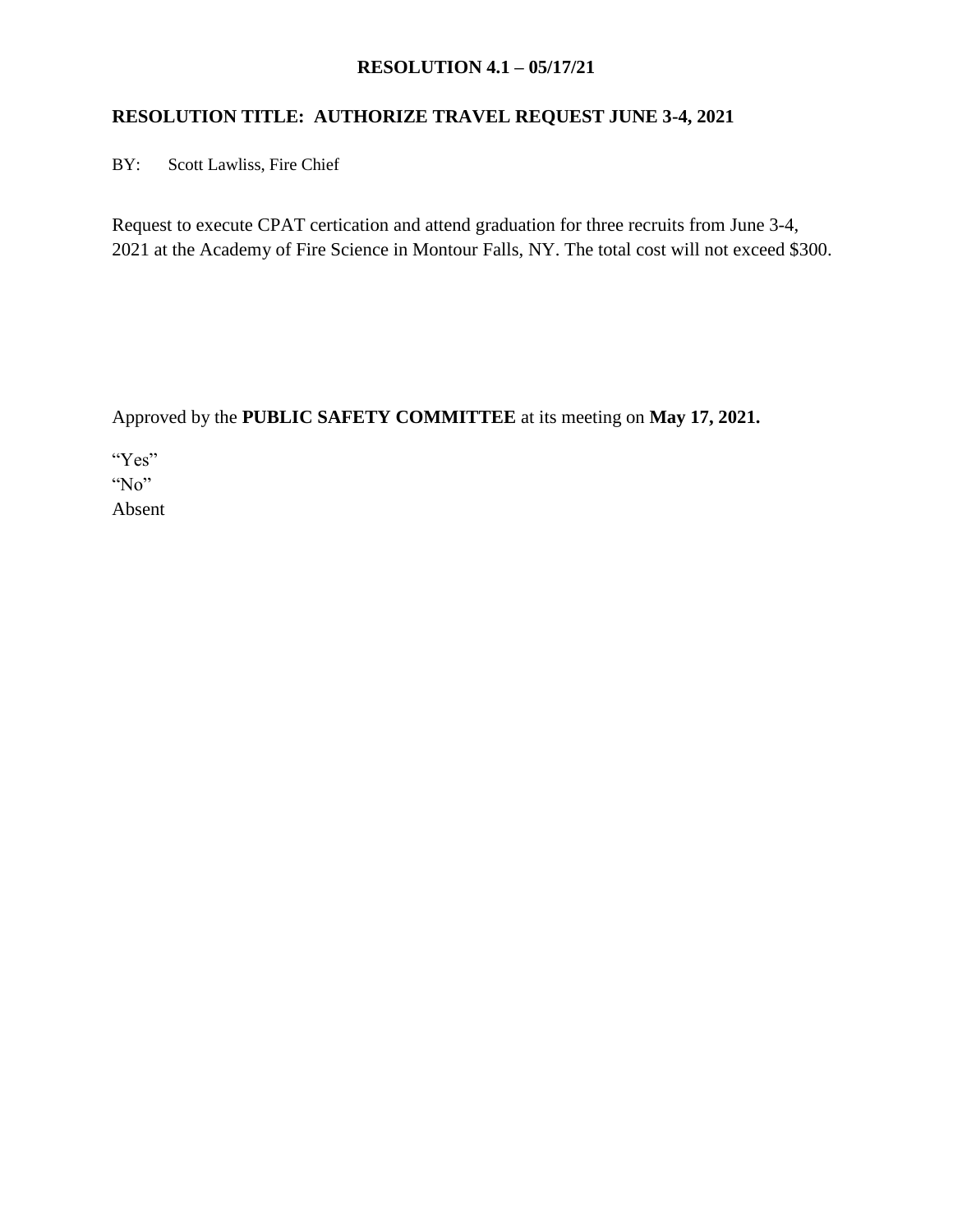**RESOLUTION 4.1 – 05/17/21**

**RESOLUTION TITLE: AUTHORIZE TRAVEL REQUEST JUNE 3-4, 2021**

BY: Scott Lawliss, Fire Chief

Request to execute CPAT certication and attend graduation for three recruits from June 3-4, 2021 at the Academy of Fire Science in Montour Falls, NY. The total cost will not exceed $300.

Approved by the **PUBLIC SAFETY COMMITTEE** at its meeting on **May 17, 2021.**

"Yes"
"No"
Absent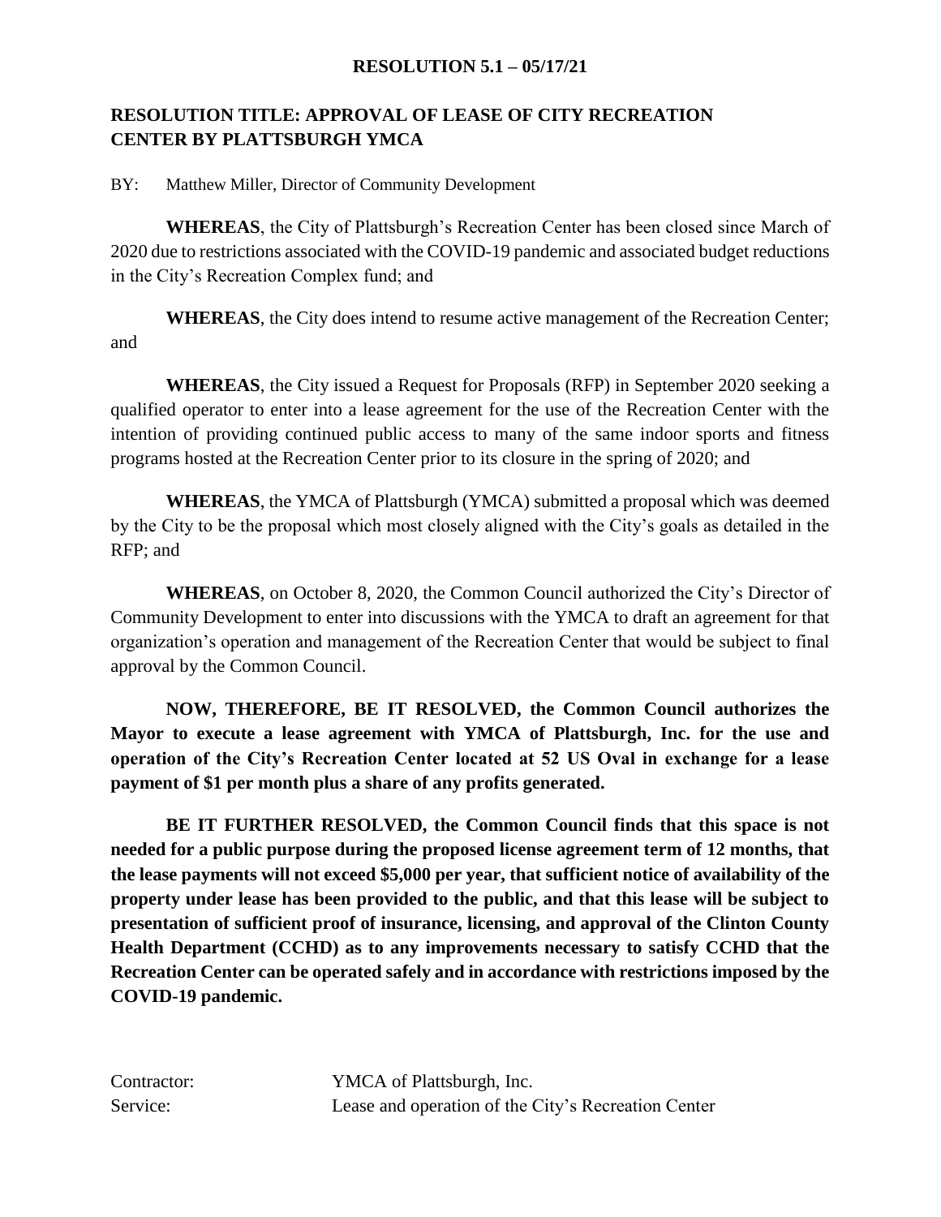**RESOLUTION 5.1 – 05/17/21**

**RESOLUTION TITLE: APPROVAL OF LEASE OF CITY RECREATION CENTER BY PLATTSBURGH YMCA**

BY: Matthew Miller, Director of Community Development

**WHEREAS**, the City of Plattsburgh's Recreation Center has been closed since March of 2020 due to restrictions associated with the COVID-19 pandemic and associated budget reductions in the City's Recreation Complex fund; and

**WHEREAS**, the City does intend to resume active management of the Recreation Center; and

**WHEREAS**, the City issued a Request for Proposals (RFP) in September 2020 seeking a qualified operator to enter into a lease agreement for the use of the Recreation Center with the intention of providing continued public access to many of the same indoor sports and fitness programs hosted at the Recreation Center prior to its closure in the spring of 2020; and

**WHEREAS**, the YMCA of Plattsburgh (YMCA) submitted a proposal which was deemed by the City to be the proposal which most closely aligned with the City's goals as detailed in the RFP; and

**WHEREAS**, on October 8, 2020, the Common Council authorized the City's Director of Community Development to enter into discussions with the YMCA to draft an agreement for that organization's operation and management of the Recreation Center that would be subject to final approval by the Common Council.

**NOW, THEREFORE, BE IT RESOLVED, the Common Council authorizes the Mayor to execute a lease agreement with YMCA of Plattsburgh, Inc. for the use and operation of the City's Recreation Center located at 52 US Oval in exchange for a lease payment of $1 per month plus a share of any profits generated.**

**BE IT FURTHER RESOLVED, the Common Council finds that this space is not needed for a public purpose during the proposed license agreement term of 12 months, that the lease payments will not exceed $5,000 per year, that sufficient notice of availability of the property under lease has been provided to the public, and that this lease will be subject to presentation of sufficient proof of insurance, licensing, and approval of the Clinton County Health Department (CCHD) as to any improvements necessary to satisfy CCHD that the Recreation Center can be operated safely and in accordance with restrictions imposed by the COVID-19 pandemic.**

Contractor: YMCA of Plattsburgh, Inc.
Service: Lease and operation of the City's Recreation Center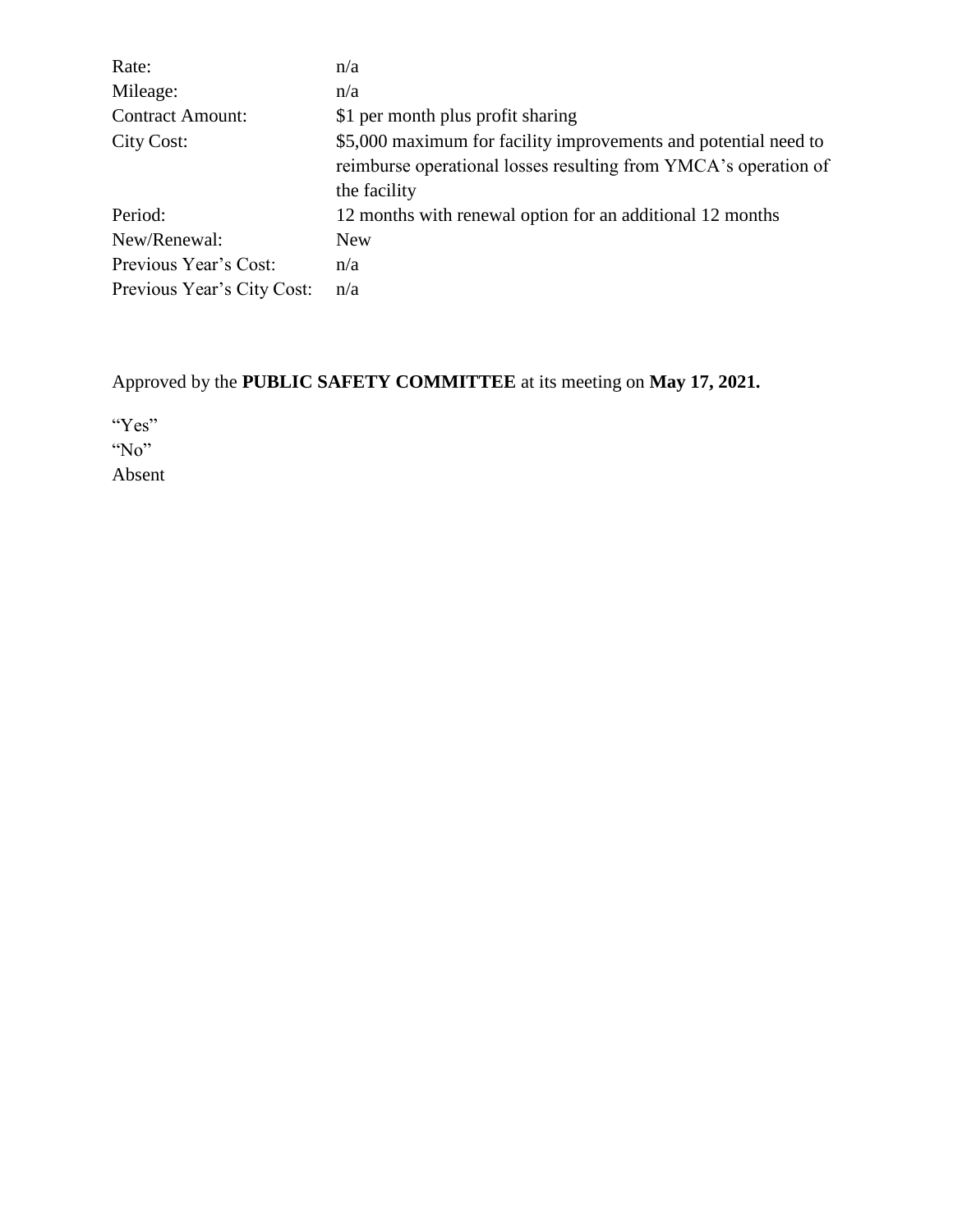| | |
|---|---|
| Rate: | n/a |
| Mileage: | n/a |
| Contract Amount: | $1 per month plus profit sharing |
| City Cost: | $5,000 maximum for facility improvements and potential need to reimburse operational losses resulting from YMCA's operation of the facility |
| Period: | 12 months with renewal option for an additional 12 months |
| New/Renewal: | New |
| Previous Year's Cost: | n/a |
| Previous Year's City Cost: | n/a |

Approved by the **PUBLIC SAFETY COMMITTEE** at its meeting on **May 17, 2021.**

"Yes"
"No"
Absent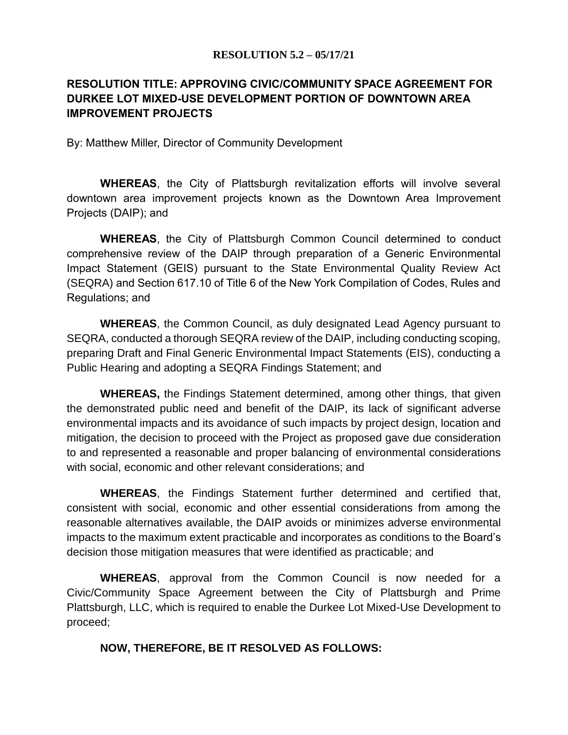**RESOLUTION 5.2 – 05/17/21**

**RESOLUTION TITLE: APPROVING CIVIC/COMMUNITY SPACE AGREEMENT FOR DURKEE LOT MIXED-USE DEVELOPMENT PORTION OF DOWNTOWN AREA IMPROVEMENT PROJECTS**

By: Matthew Miller, Director of Community Development

**WHEREAS**, the City of Plattsburgh revitalization efforts will involve several downtown area improvement projects known as the Downtown Area Improvement Projects (DAIP); and

**WHEREAS**, the City of Plattsburgh Common Council determined to conduct comprehensive review of the DAIP through preparation of a Generic Environmental Impact Statement (GEIS) pursuant to the State Environmental Quality Review Act (SEQRA) and Section 617.10 of Title 6 of the New York Compilation of Codes, Rules and Regulations; and

**WHEREAS**, the Common Council, as duly designated Lead Agency pursuant to SEQRA, conducted a thorough SEQRA review of the DAIP, including conducting scoping, preparing Draft and Final Generic Environmental Impact Statements (EIS), conducting a Public Hearing and adopting a SEQRA Findings Statement; and

**WHEREAS,** the Findings Statement determined, among other things, that given the demonstrated public need and benefit of the DAIP, its lack of significant adverse environmental impacts and its avoidance of such impacts by project design, location and mitigation, the decision to proceed with the Project as proposed gave due consideration to and represented a reasonable and proper balancing of environmental considerations with social, economic and other relevant considerations; and

**WHEREAS**, the Findings Statement further determined and certified that, consistent with social, economic and other essential considerations from among the reasonable alternatives available, the DAIP avoids or minimizes adverse environmental impacts to the maximum extent practicable and incorporates as conditions to the Board's decision those mitigation measures that were identified as practicable; and

**WHEREAS**, approval from the Common Council is now needed for a Civic/Community Space Agreement between the City of Plattsburgh and Prime Plattsburgh, LLC, which is required to enable the Durkee Lot Mixed-Use Development to proceed;

**NOW, THEREFORE, BE IT RESOLVED AS FOLLOWS:**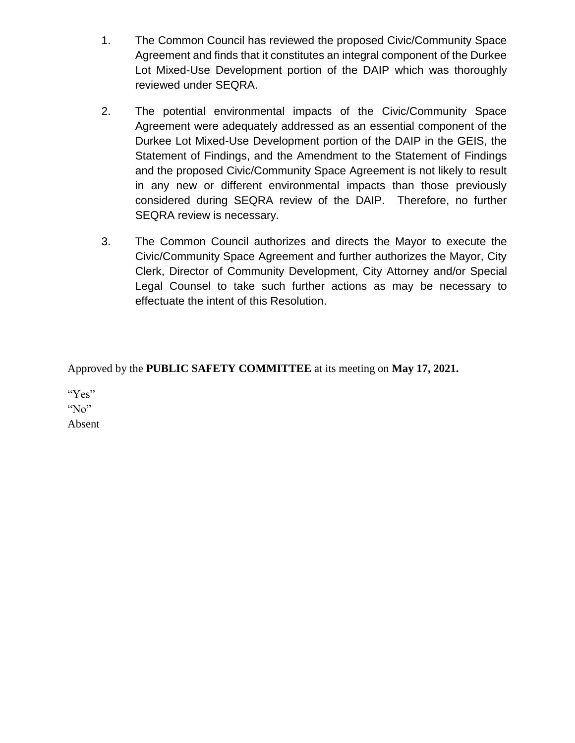1. The Common Council has reviewed the proposed Civic/Community Space Agreement and finds that it constitutes an integral component of the Durkee Lot Mixed-Use Development portion of the DAIP which was thoroughly reviewed under SEQRA.

2. The potential environmental impacts of the Civic/Community Space Agreement were adequately addressed as an essential component of the Durkee Lot Mixed-Use Development portion of the DAIP in the GEIS, the Statement of Findings, and the Amendment to the Statement of Findings and the proposed Civic/Community Space Agreement is not likely to result in any new or different environmental impacts than those previously considered during SEQRA review of the DAIP. Therefore, no further SEQRA review is necessary.

3. The Common Council authorizes and directs the Mayor to execute the Civic/Community Space Agreement and further authorizes the Mayor, City Clerk, Director of Community Development, City Attorney and/or Special Legal Counsel to take such further actions as may be necessary to effectuate the intent of this Resolution.

Approved by the **PUBLIC SAFETY COMMITTEE** at its meeting on **May 17, 2021.**

"Yes"
"No"
Absent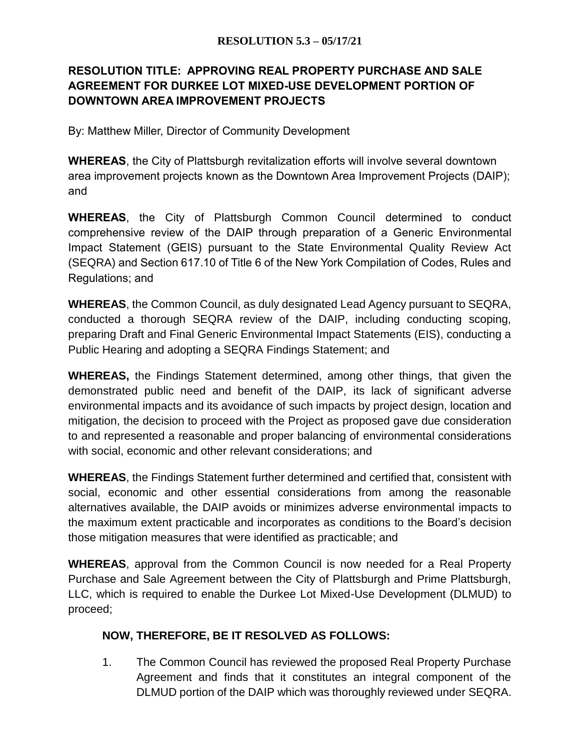**RESOLUTION 5.3 – 05/17/21**

**RESOLUTION TITLE: APPROVING REAL PROPERTY PURCHASE AND SALE AGREEMENT FOR DURKEE LOT MIXED-USE DEVELOPMENT PORTION OF DOWNTOWN AREA IMPROVEMENT PROJECTS**

By: Matthew Miller, Director of Community Development

**WHEREAS**, the City of Plattsburgh revitalization efforts will involve several downtown area improvement projects known as the Downtown Area Improvement Projects (DAIP); and

**WHEREAS**, the City of Plattsburgh Common Council determined to conduct comprehensive review of the DAIP through preparation of a Generic Environmental Impact Statement (GEIS) pursuant to the State Environmental Quality Review Act (SEQRA) and Section 617.10 of Title 6 of the New York Compilation of Codes, Rules and Regulations; and

**WHEREAS**, the Common Council, as duly designated Lead Agency pursuant to SEQRA, conducted a thorough SEQRA review of the DAIP, including conducting scoping, preparing Draft and Final Generic Environmental Impact Statements (EIS), conducting a Public Hearing and adopting a SEQRA Findings Statement; and

**WHEREAS,** the Findings Statement determined, among other things, that given the demonstrated public need and benefit of the DAIP, its lack of significant adverse environmental impacts and its avoidance of such impacts by project design, location and mitigation, the decision to proceed with the Project as proposed gave due consideration to and represented a reasonable and proper balancing of environmental considerations with social, economic and other relevant considerations; and

**WHEREAS**, the Findings Statement further determined and certified that, consistent with social, economic and other essential considerations from among the reasonable alternatives available, the DAIP avoids or minimizes adverse environmental impacts to the maximum extent practicable and incorporates as conditions to the Board's decision those mitigation measures that were identified as practicable; and

**WHEREAS**, approval from the Common Council is now needed for a Real Property Purchase and Sale Agreement between the City of Plattsburgh and Prime Plattsburgh, LLC, which is required to enable the Durkee Lot Mixed-Use Development (DLMUD) to proceed;

**NOW, THEREFORE, BE IT RESOLVED AS FOLLOWS:**

1. The Common Council has reviewed the proposed Real Property Purchase Agreement and finds that it constitutes an integral component of the DLMUD portion of the DAIP which was thoroughly reviewed under SEQRA.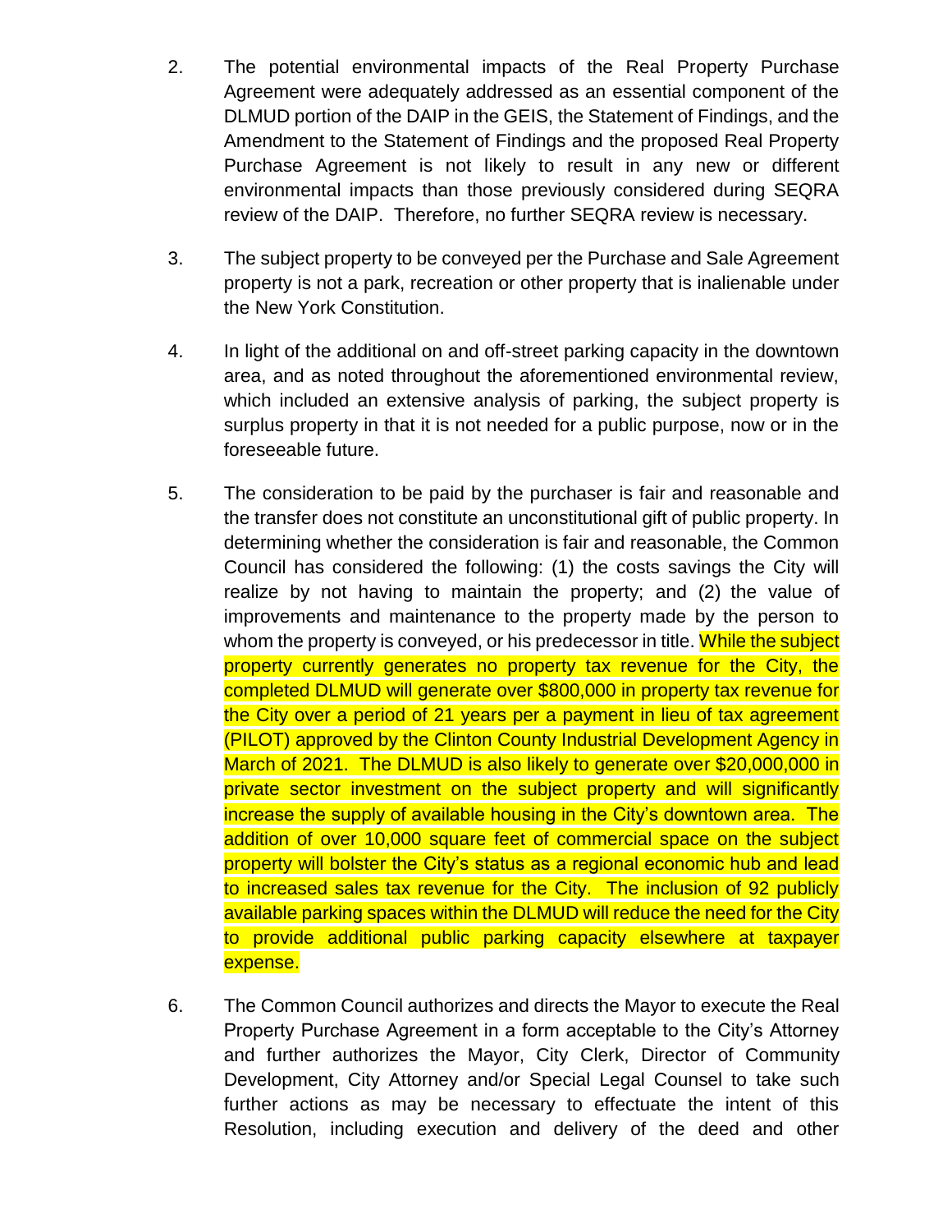2. The potential environmental impacts of the Real Property Purchase Agreement were adequately addressed as an essential component of the DLMUD portion of the DAIP in the GEIS, the Statement of Findings, and the Amendment to the Statement of Findings and the proposed Real Property Purchase Agreement is not likely to result in any new or different environmental impacts than those previously considered during SEQRA review of the DAIP. Therefore, no further SEQRA review is necessary.

3. The subject property to be conveyed per the Purchase and Sale Agreement property is not a park, recreation or other property that is inalienable under the New York Constitution.

4. In light of the additional on and off-street parking capacity in the downtown area, and as noted throughout the aforementioned environmental review, which included an extensive analysis of parking, the subject property is surplus property in that it is not needed for a public purpose, now or in the foreseeable future.

5. The consideration to be paid by the purchaser is fair and reasonable and the transfer does not constitute an unconstitutional gift of public property. In determining whether the consideration is fair and reasonable, the Common Council has considered the following: (1) the costs savings the City will realize by not having to maintain the property; and (2) the value of improvements and maintenance to the property made by the person to whom the property is conveyed, or his predecessor in title. While the subject property currently generates no property tax revenue for the City, the completed DLMUD will generate over $800,000 in property tax revenue for the City over a period of 21 years per a payment in lieu of tax agreement (PILOT) approved by the Clinton County Industrial Development Agency in March of 2021. The DLMUD is also likely to generate over $20,000,000 in private sector investment on the subject property and will significantly increase the supply of available housing in the City's downtown area. The addition of over 10,000 square feet of commercial space on the subject property will bolster the City's status as a regional economic hub and lead to increased sales tax revenue for the City. The inclusion of 92 publicly available parking spaces within the DLMUD will reduce the need for the City to provide additional public parking capacity elsewhere at taxpayer expense.

6. The Common Council authorizes and directs the Mayor to execute the Real Property Purchase Agreement in a form acceptable to the City's Attorney and further authorizes the Mayor, City Clerk, Director of Community Development, City Attorney and/or Special Legal Counsel to take such further actions as may be necessary to effectuate the intent of this Resolution, including execution and delivery of the deed and other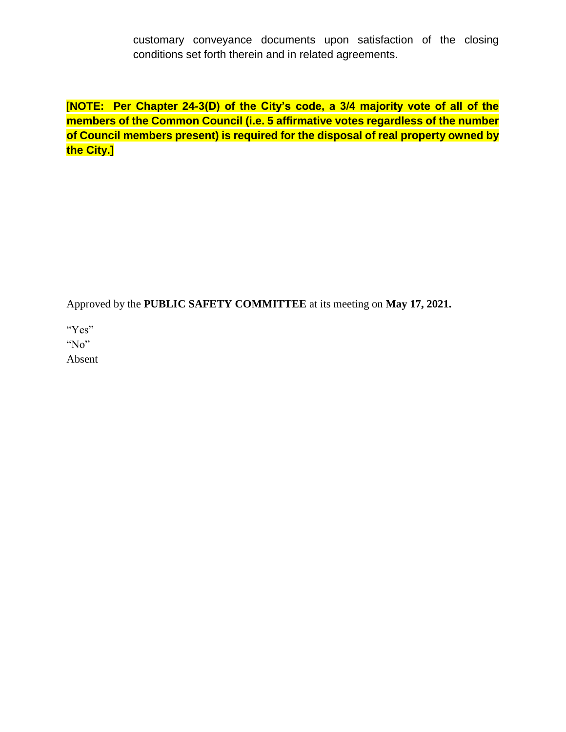customary conveyance documents upon satisfaction of the closing conditions set forth therein and in related agreements.

**[NOTE: Per Chapter 24-3(D) of the City's code, a 3/4 majority vote of all of the members of the Common Council (i.e. 5 affirmative votes regardless of the number of Council members present) is required for the disposal of real property owned by the City.]**

Approved by the **PUBLIC SAFETY COMMITTEE** at its meeting on **May 17, 2021.**

"Yes"
"No"
Absent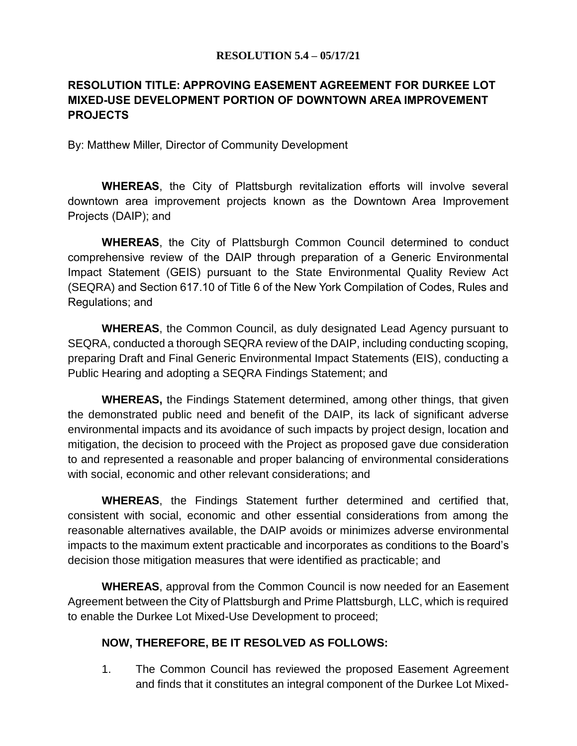**RESOLUTION 5.4 – 05/17/21**

## RESOLUTION TITLE: APPROVING EASEMENT AGREEMENT FOR DURKEE LOT MIXED-USE DEVELOPMENT PORTION OF DOWNTOWN AREA IMPROVEMENT PROJECTS

By: Matthew Miller, Director of Community Development

**WHEREAS**, the City of Plattsburgh revitalization efforts will involve several downtown area improvement projects known as the Downtown Area Improvement Projects (DAIP); and

**WHEREAS**, the City of Plattsburgh Common Council determined to conduct comprehensive review of the DAIP through preparation of a Generic Environmental Impact Statement (GEIS) pursuant to the State Environmental Quality Review Act (SEQRA) and Section 617.10 of Title 6 of the New York Compilation of Codes, Rules and Regulations; and

**WHEREAS**, the Common Council, as duly designated Lead Agency pursuant to SEQRA, conducted a thorough SEQRA review of the DAIP, including conducting scoping, preparing Draft and Final Generic Environmental Impact Statements (EIS), conducting a Public Hearing and adopting a SEQRA Findings Statement; and

**WHEREAS,** the Findings Statement determined, among other things, that given the demonstrated public need and benefit of the DAIP, its lack of significant adverse environmental impacts and its avoidance of such impacts by project design, location and mitigation, the decision to proceed with the Project as proposed gave due consideration to and represented a reasonable and proper balancing of environmental considerations with social, economic and other relevant considerations; and

**WHEREAS**, the Findings Statement further determined and certified that, consistent with social, economic and other essential considerations from among the reasonable alternatives available, the DAIP avoids or minimizes adverse environmental impacts to the maximum extent practicable and incorporates as conditions to the Board's decision those mitigation measures that were identified as practicable; and

**WHEREAS**, approval from the Common Council is now needed for an Easement Agreement between the City of Plattsburgh and Prime Plattsburgh, LLC, which is required to enable the Durkee Lot Mixed-Use Development to proceed;

**NOW, THEREFORE, BE IT RESOLVED AS FOLLOWS:**

1. The Common Council has reviewed the proposed Easement Agreement and finds that it constitutes an integral component of the Durkee Lot Mixed-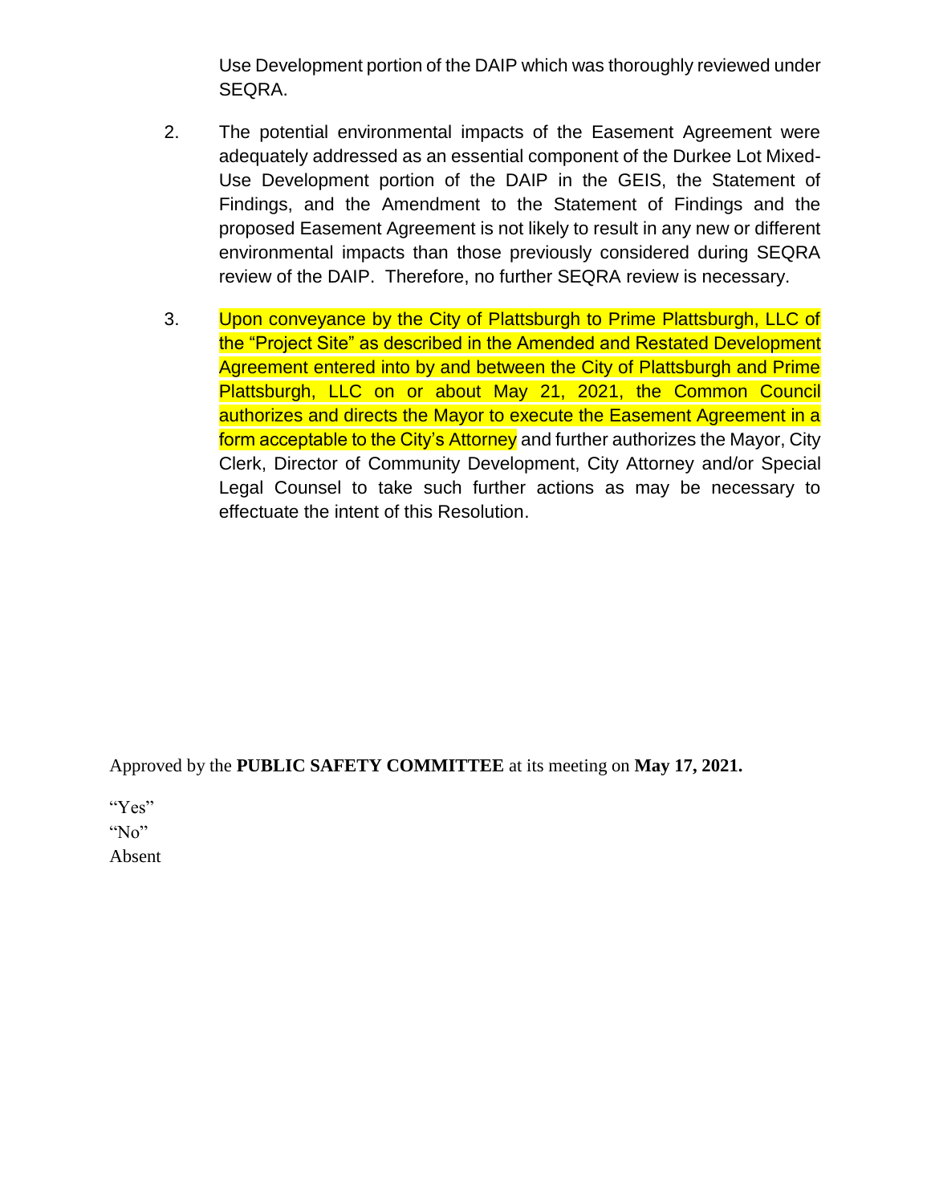Use Development portion of the DAIP which was thoroughly reviewed under SEQRA.

2. The potential environmental impacts of the Easement Agreement were adequately addressed as an essential component of the Durkee Lot Mixed-Use Development portion of the DAIP in the GEIS, the Statement of Findings, and the Amendment to the Statement of Findings and the proposed Easement Agreement is not likely to result in any new or different environmental impacts than those previously considered during SEQRA review of the DAIP. Therefore, no further SEQRA review is necessary.

3. Upon conveyance by the City of Plattsburgh to Prime Plattsburgh, LLC of the "Project Site" as described in the Amended and Restated Development Agreement entered into by and between the City of Plattsburgh and Prime Plattsburgh, LLC on or about May 21, 2021, the Common Council authorizes and directs the Mayor to execute the Easement Agreement in a form acceptable to the City's Attorney and further authorizes the Mayor, City Clerk, Director of Community Development, City Attorney and/or Special Legal Counsel to take such further actions as may be necessary to effectuate the intent of this Resolution.

Approved by the **PUBLIC SAFETY COMMITTEE** at its meeting on **May 17, 2021.**

"Yes"
"No"
Absent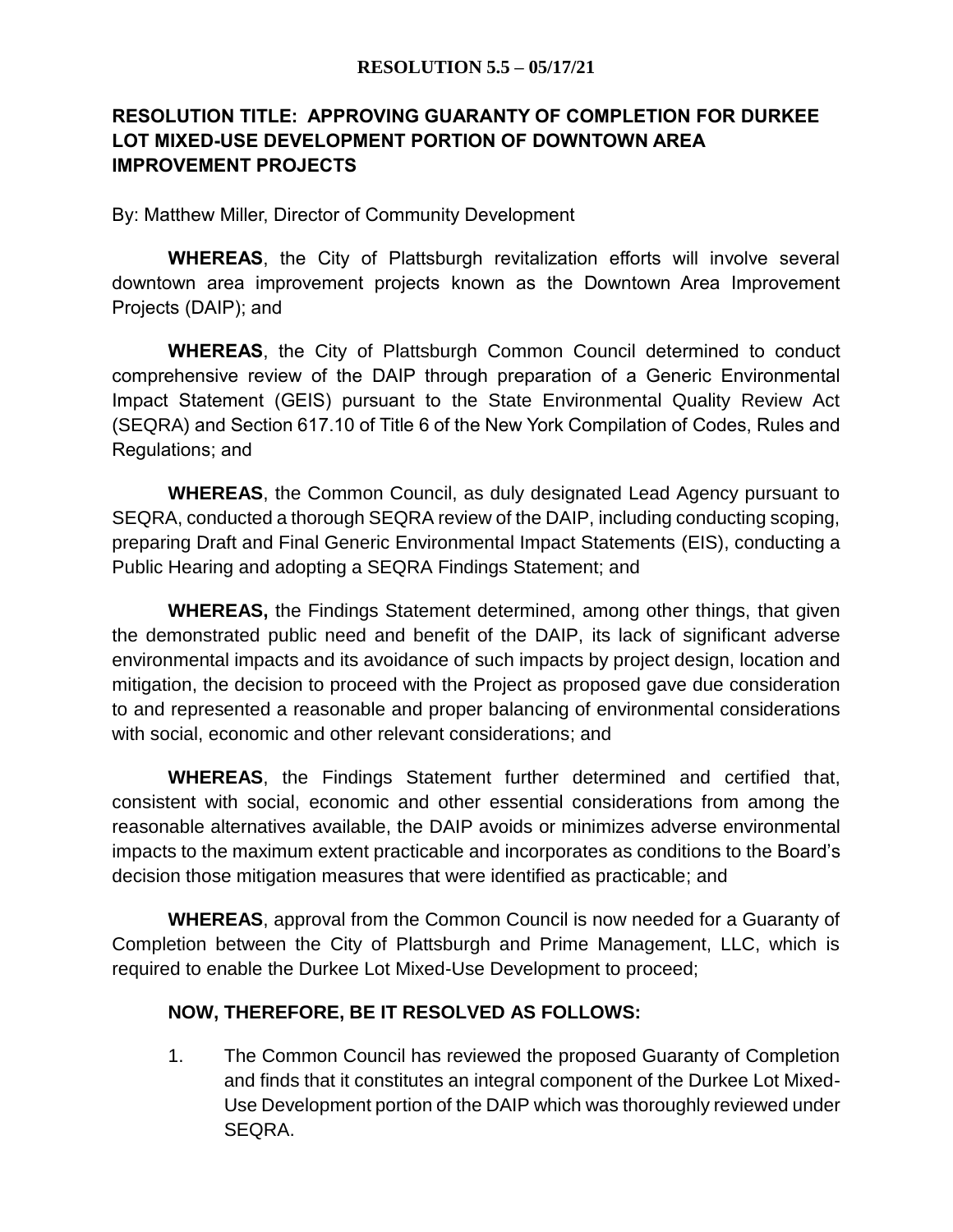**RESOLUTION 5.5 – 05/17/21**

## RESOLUTION TITLE: APPROVING GUARANTY OF COMPLETION FOR DURKEE LOT MIXED-USE DEVELOPMENT PORTION OF DOWNTOWN AREA IMPROVEMENT PROJECTS

By: Matthew Miller, Director of Community Development

**WHEREAS**, the City of Plattsburgh revitalization efforts will involve several downtown area improvement projects known as the Downtown Area Improvement Projects (DAIP); and

**WHEREAS**, the City of Plattsburgh Common Council determined to conduct comprehensive review of the DAIP through preparation of a Generic Environmental Impact Statement (GEIS) pursuant to the State Environmental Quality Review Act (SEQRA) and Section 617.10 of Title 6 of the New York Compilation of Codes, Rules and Regulations; and

**WHEREAS**, the Common Council, as duly designated Lead Agency pursuant to SEQRA, conducted a thorough SEQRA review of the DAIP, including conducting scoping, preparing Draft and Final Generic Environmental Impact Statements (EIS), conducting a Public Hearing and adopting a SEQRA Findings Statement; and

**WHEREAS,** the Findings Statement determined, among other things, that given the demonstrated public need and benefit of the DAIP, its lack of significant adverse environmental impacts and its avoidance of such impacts by project design, location and mitigation, the decision to proceed with the Project as proposed gave due consideration to and represented a reasonable and proper balancing of environmental considerations with social, economic and other relevant considerations; and

**WHEREAS**, the Findings Statement further determined and certified that, consistent with social, economic and other essential considerations from among the reasonable alternatives available, the DAIP avoids or minimizes adverse environmental impacts to the maximum extent practicable and incorporates as conditions to the Board's decision those mitigation measures that were identified as practicable; and

**WHEREAS**, approval from the Common Council is now needed for a Guaranty of Completion between the City of Plattsburgh and Prime Management, LLC, which is required to enable the Durkee Lot Mixed-Use Development to proceed;

**NOW, THEREFORE, BE IT RESOLVED AS FOLLOWS:**

1. The Common Council has reviewed the proposed Guaranty of Completion and finds that it constitutes an integral component of the Durkee Lot Mixed-Use Development portion of the DAIP which was thoroughly reviewed under SEQRA.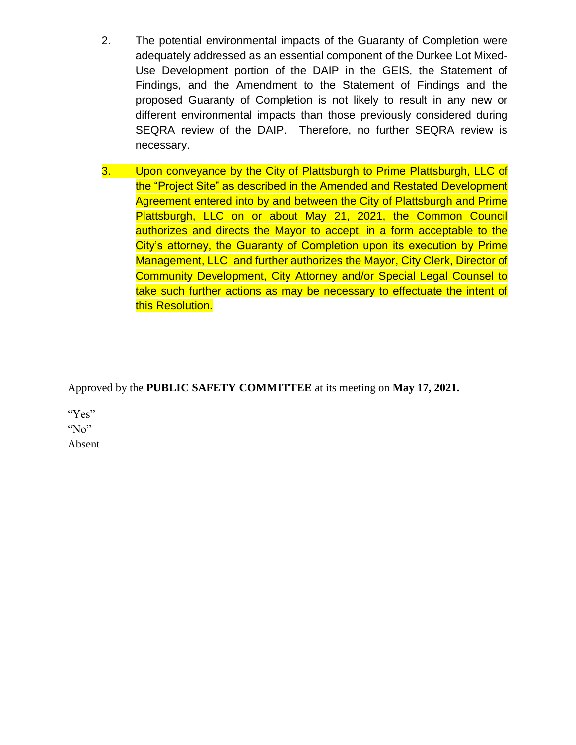2. The potential environmental impacts of the Guaranty of Completion were adequately addressed as an essential component of the Durkee Lot Mixed-Use Development portion of the DAIP in the GEIS, the Statement of Findings, and the Amendment to the Statement of Findings and the proposed Guaranty of Completion is not likely to result in any new or different environmental impacts than those previously considered during SEQRA review of the DAIP. Therefore, no further SEQRA review is necessary.

3. Upon conveyance by the City of Plattsburgh to Prime Plattsburgh, LLC of the "Project Site" as described in the Amended and Restated Development Agreement entered into by and between the City of Plattsburgh and Prime Plattsburgh, LLC on or about May 21, 2021, the Common Council authorizes and directs the Mayor to accept, in a form acceptable to the City's attorney, the Guaranty of Completion upon its execution by Prime Management, LLC and further authorizes the Mayor, City Clerk, Director of Community Development, City Attorney and/or Special Legal Counsel to take such further actions as may be necessary to effectuate the intent of this Resolution.

Approved by the **PUBLIC SAFETY COMMITTEE** at its meeting on **May 17, 2021.**

"Yes"
"No"
Absent